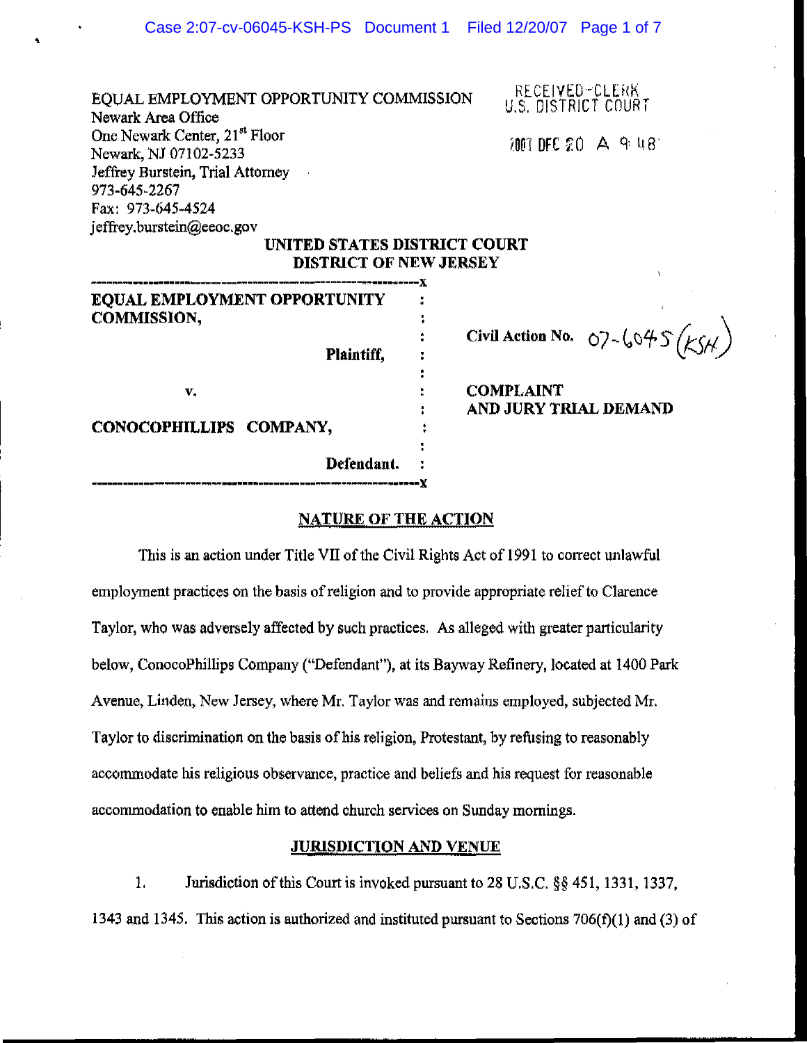EQUAL EMPLOYMENT OPPORTUNITY COMMISSION
Newark Area Office
One Newark Center, 21st Floor
Newark, NJ 07102-5233
Jeffrey Burstein, Trial Attorney
973-645-2267
Fax: 973-645-4524
jeffrey.burstein@eeoc.gov

RECEIVED-CLERK
U.S. DISTRICT COURT

2007 DEC 20 A 9:48

**UNITED STATES DISTRICT COURT**
**DISTRICT OF NEW JERSEY**

| | |
|---|---|
| **EQUAL EMPLOYMENT OPPORTUNITY COMMISSION,** <br> **Plaintiff,** <br> v. <br> **CONOCOPHILLIPS COMPANY,** <br> **Defendant.** | **Civil Action No.** 07-6045 (KSH) <br><br> **COMPLAINT AND JURY TRIAL DEMAND** |

## NATURE OF THE ACTION

This is an action under Title VII of the Civil Rights Act of 1991 to correct unlawful employment practices on the basis of religion and to provide appropriate relief to Clarence Taylor, who was adversely affected by such practices. As alleged with greater particularity below, ConocoPhillips Company ("Defendant"), at its Bayway Refinery, located at 1400 Park Avenue, Linden, New Jersey, where Mr. Taylor was and remains employed, subjected Mr. Taylor to discrimination on the basis of his religion, Protestant, by refusing to reasonably accommodate his religious observance, practice and beliefs and his request for reasonable accommodation to enable him to attend church services on Sunday mornings.

## JURISDICTION AND VENUE

1. Jurisdiction of this Court is invoked pursuant to 28 U.S.C. §§ 451, 1331, 1337, 1343 and 1345. This action is authorized and instituted pursuant to Sections 706(f)(1) and (3) of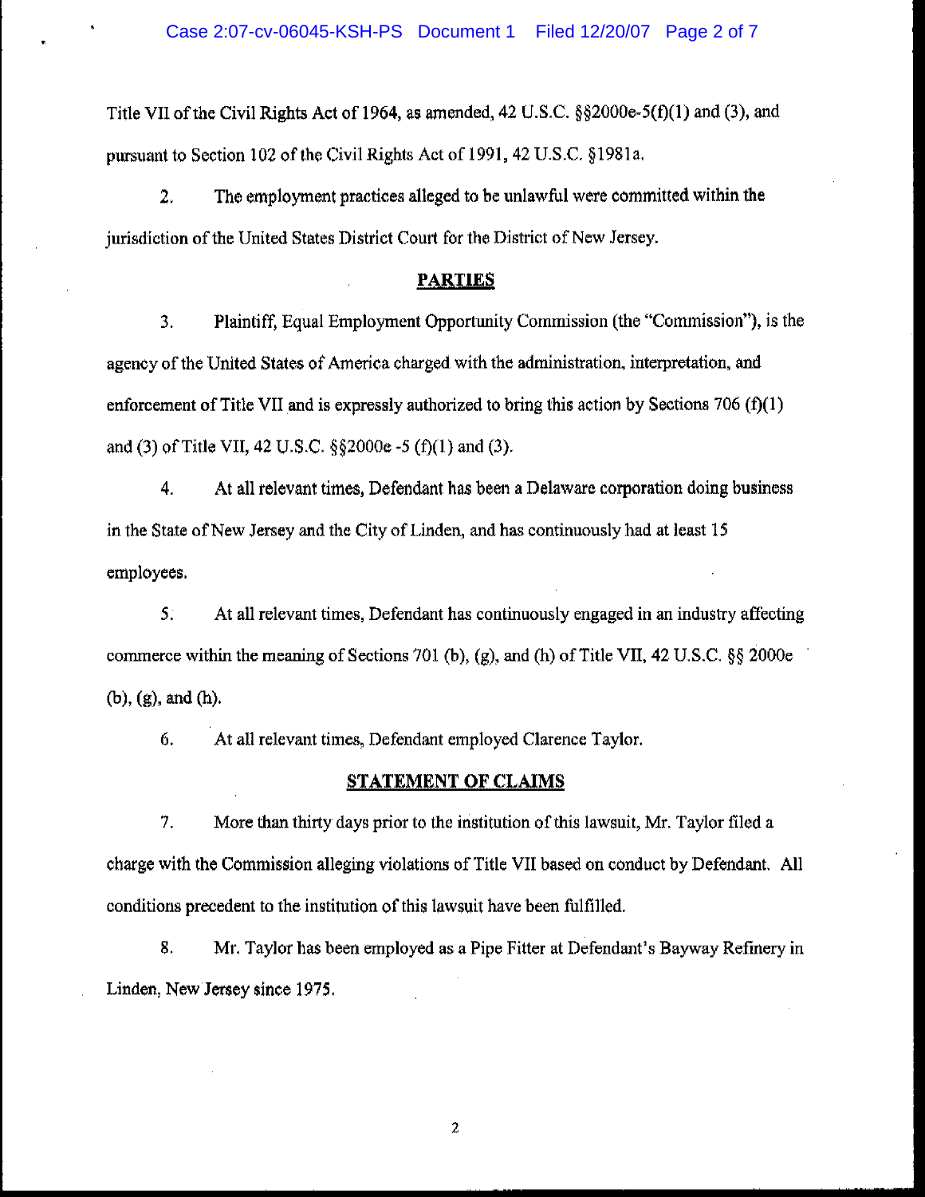Title VII of the Civil Rights Act of 1964, as amended, 42 U.S.C. §§2000e-5(f)(1) and (3), and pursuant to Section 102 of the Civil Rights Act of 1991, 42 U.S.C. §1981a.

2. The employment practices alleged to be unlawful were committed within the jurisdiction of the United States District Court for the District of New Jersey.

## PARTIES

3. Plaintiff, Equal Employment Opportunity Commission (the "Commission"), is the agency of the United States of America charged with the administration, interpretation, and enforcement of Title VII and is expressly authorized to bring this action by Sections 706 (f)(1) and (3) of Title VII, 42 U.S.C. §§2000e -5 (f)(1) and (3).

4. At all relevant times, Defendant has been a Delaware corporation doing business in the State of New Jersey and the City of Linden, and has continuously had at least 15 employees.

5. At all relevant times, Defendant has continuously engaged in an industry affecting commerce within the meaning of Sections 701 (b), (g), and (h) of Title VII, 42 U.S.C. §§ 2000e (b), (g), and (h).

6. At all relevant times, Defendant employed Clarence Taylor.

## STATEMENT OF CLAIMS

7. More than thirty days prior to the institution of this lawsuit, Mr. Taylor filed a charge with the Commission alleging violations of Title VII based on conduct by Defendant. All conditions precedent to the institution of this lawsuit have been fulfilled.

8. Mr. Taylor has been employed as a Pipe Fitter at Defendant's Bayway Refinery in Linden, New Jersey since 1975.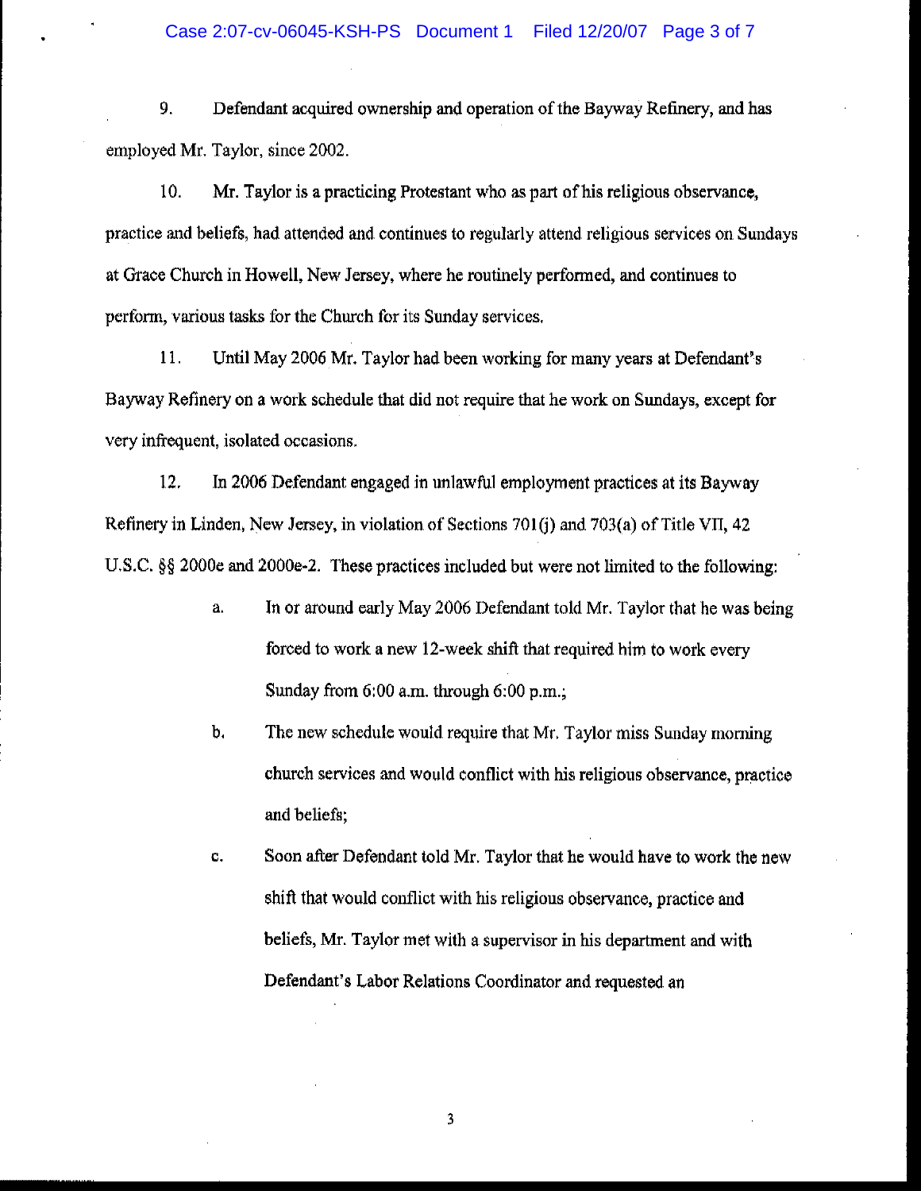9. Defendant acquired ownership and operation of the Bayway Refinery, and has employed Mr. Taylor, since 2002.

10. Mr. Taylor is a practicing Protestant who as part of his religious observance, practice and beliefs, had attended and continues to regularly attend religious services on Sundays at Grace Church in Howell, New Jersey, where he routinely performed, and continues to perform, various tasks for the Church for its Sunday services.

11. Until May 2006 Mr. Taylor had been working for many years at Defendant's Bayway Refinery on a work schedule that did not require that he work on Sundays, except for very infrequent, isolated occasions.

12. In 2006 Defendant engaged in unlawful employment practices at its Bayway Refinery in Linden, New Jersey, in violation of Sections 701(j) and 703(a) of Title VII, 42 U.S.C. §§ 2000e and 2000e-2. These practices included but were not limited to the following:

   a. In or around early May 2006 Defendant told Mr. Taylor that he was being forced to work a new 12-week shift that required him to work every Sunday from 6:00 a.m. through 6:00 p.m.;

   b. The new schedule would require that Mr. Taylor miss Sunday morning church services and would conflict with his religious observance, practice and beliefs;

   c. Soon after Defendant told Mr. Taylor that he would have to work the new shift that would conflict with his religious observance, practice and beliefs, Mr. Taylor met with a supervisor in his department and with Defendant's Labor Relations Coordinator and requested an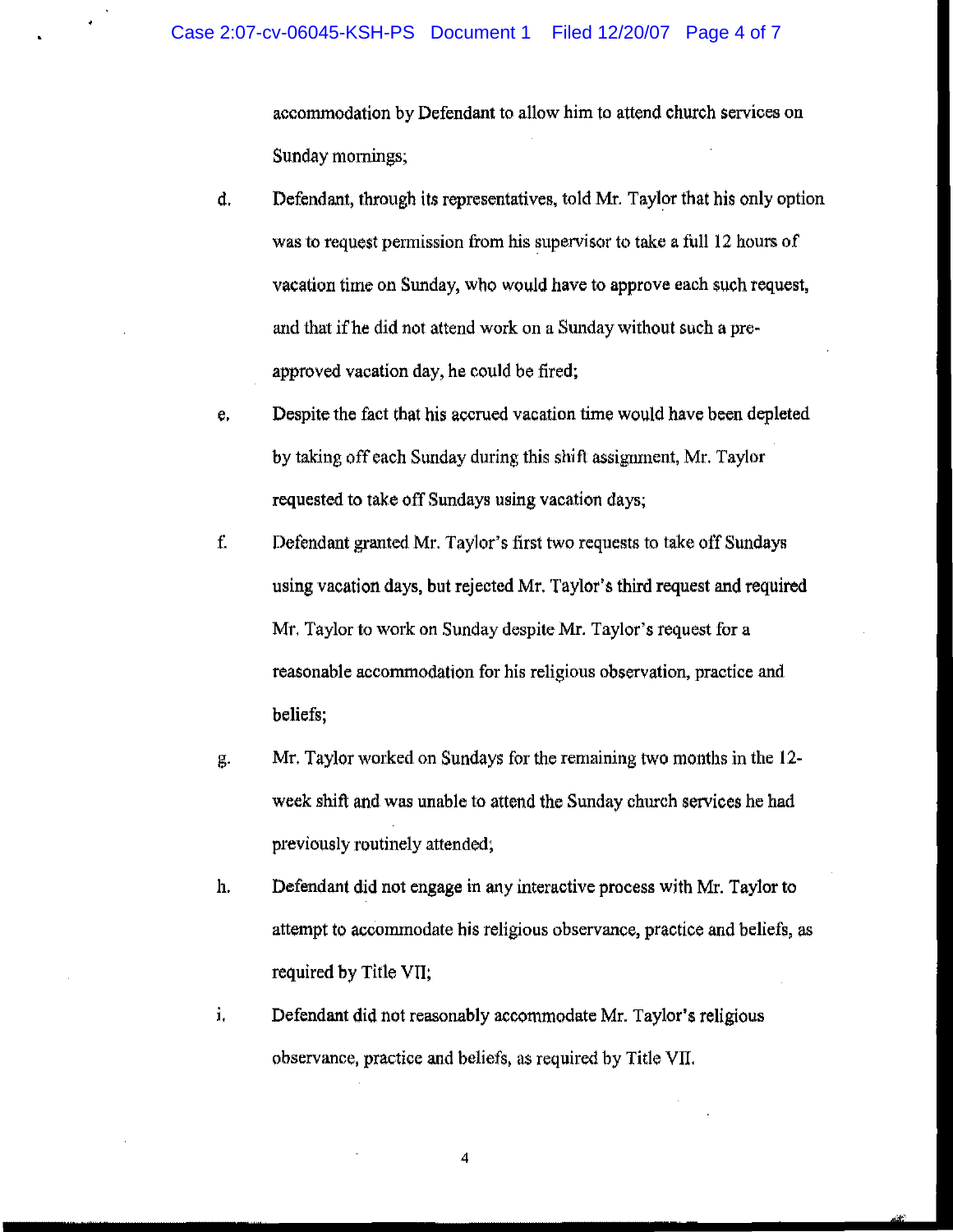accommodation by Defendant to allow him to attend church services on Sunday mornings;

d. Defendant, through its representatives, told Mr. Taylor that his only option was to request permission from his supervisor to take a full 12 hours of vacation time on Sunday, who would have to approve each such request, and that if he did not attend work on a Sunday without such a pre-approved vacation day, he could be fired;

e. Despite the fact that his accrued vacation time would have been depleted by taking off each Sunday during this shift assignment, Mr. Taylor requested to take off Sundays using vacation days;

f. Defendant granted Mr. Taylor's first two requests to take off Sundays using vacation days, but rejected Mr. Taylor's third request and required Mr. Taylor to work on Sunday despite Mr. Taylor's request for a reasonable accommodation for his religious observation, practice and beliefs;

g. Mr. Taylor worked on Sundays for the remaining two months in the 12-week shift and was unable to attend the Sunday church services he had previously routinely attended;

h. Defendant did not engage in any interactive process with Mr. Taylor to attempt to accommodate his religious observance, practice and beliefs, as required by Title VII;

i. Defendant did not reasonably accommodate Mr. Taylor's religious observance, practice and beliefs, as required by Title VII.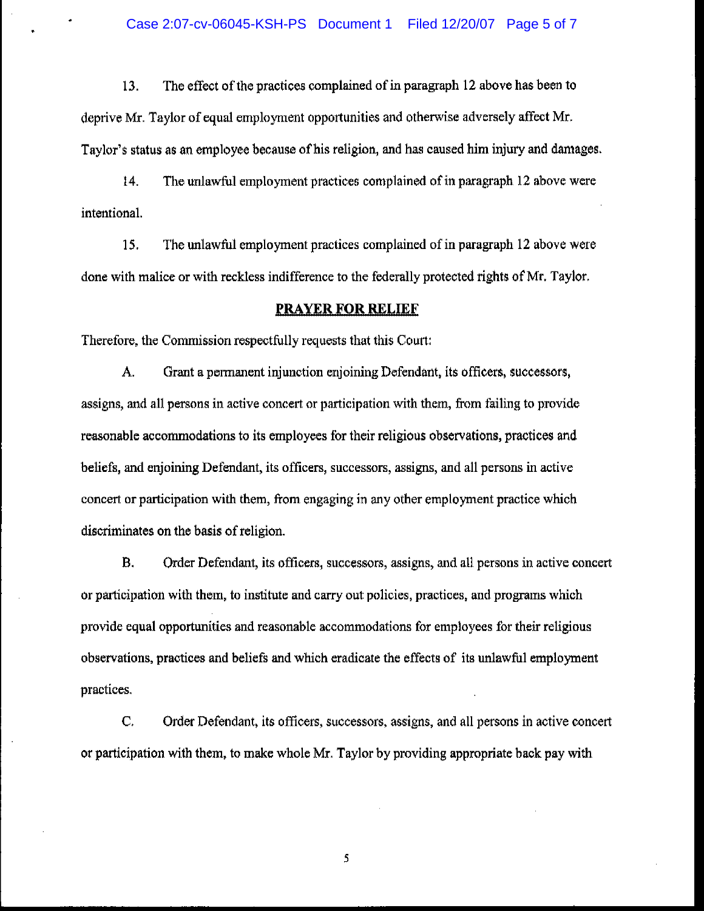13. The effect of the practices complained of in paragraph 12 above has been to deprive Mr. Taylor of equal employment opportunities and otherwise adversely affect Mr. Taylor's status as an employee because of his religion, and has caused him injury and damages.

14. The unlawful employment practices complained of in paragraph 12 above were intentional.

15. The unlawful employment practices complained of in paragraph 12 above were done with malice or with reckless indifference to the federally protected rights of Mr. Taylor.

## PRAYER FOR RELIEF

Therefore, the Commission respectfully requests that this Court:

A. Grant a permanent injunction enjoining Defendant, its officers, successors, assigns, and all persons in active concert or participation with them, from failing to provide reasonable accommodations to its employees for their religious observations, practices and beliefs, and enjoining Defendant, its officers, successors, assigns, and all persons in active concert or participation with them, from engaging in any other employment practice which discriminates on the basis of religion.

B. Order Defendant, its officers, successors, assigns, and all persons in active concert or participation with them, to institute and carry out policies, practices, and programs which provide equal opportunities and reasonable accommodations for employees for their religious observations, practices and beliefs and which eradicate the effects of its unlawful employment practices.

C. Order Defendant, its officers, successors, assigns, and all persons in active concert or participation with them, to make whole Mr. Taylor by providing appropriate back pay with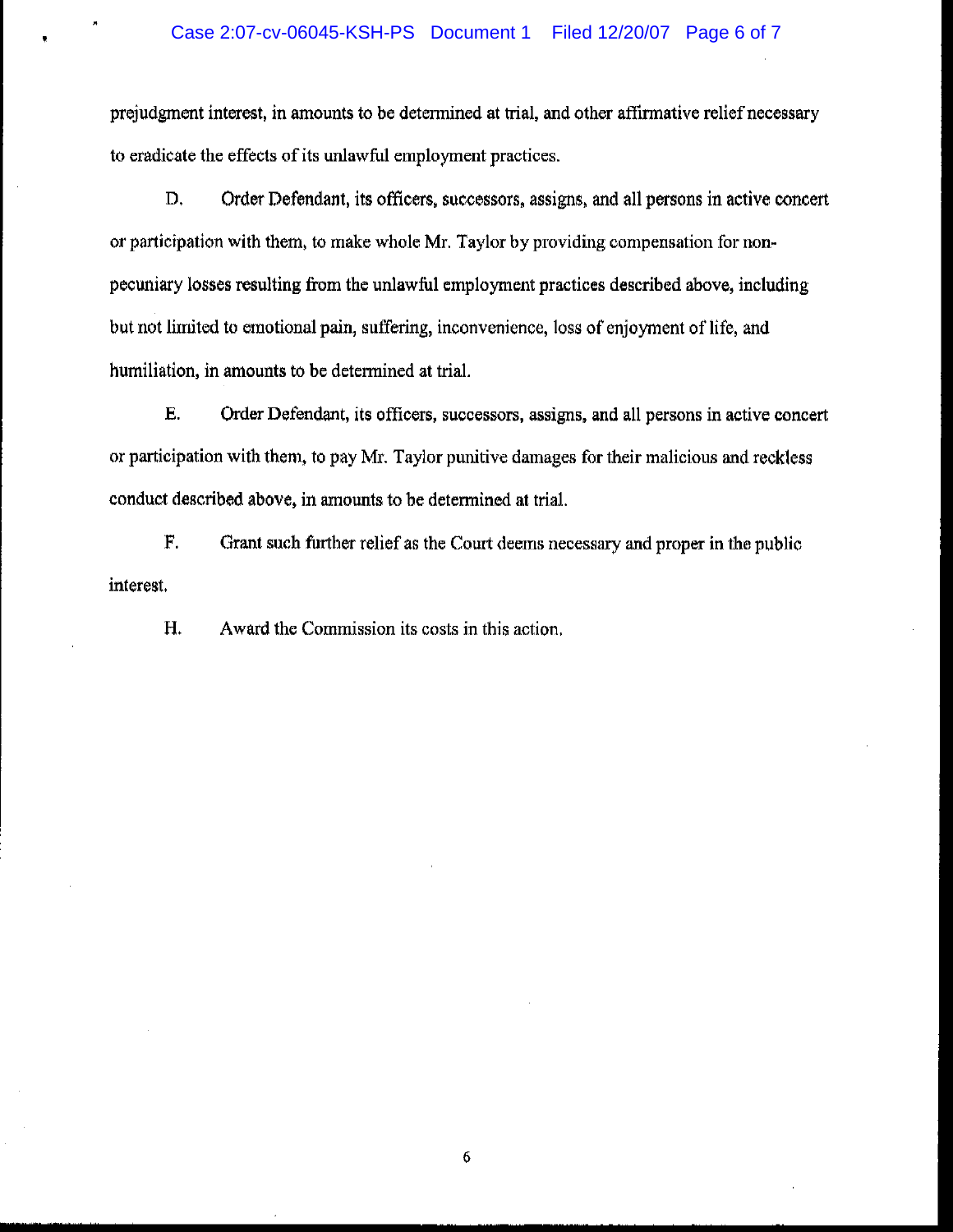prejudgment interest, in amounts to be determined at trial, and other affirmative relief necessary to eradicate the effects of its unlawful employment practices.

D. Order Defendant, its officers, successors, assigns, and all persons in active concert or participation with them, to make whole Mr. Taylor by providing compensation for non-pecuniary losses resulting from the unlawful employment practices described above, including but not limited to emotional pain, suffering, inconvenience, loss of enjoyment of life, and humiliation, in amounts to be determined at trial.

E. Order Defendant, its officers, successors, assigns, and all persons in active concert or participation with them, to pay Mr. Taylor punitive damages for their malicious and reckless conduct described above, in amounts to be determined at trial.

F. Grant such further relief as the Court deems necessary and proper in the public interest.

H. Award the Commission its costs in this action.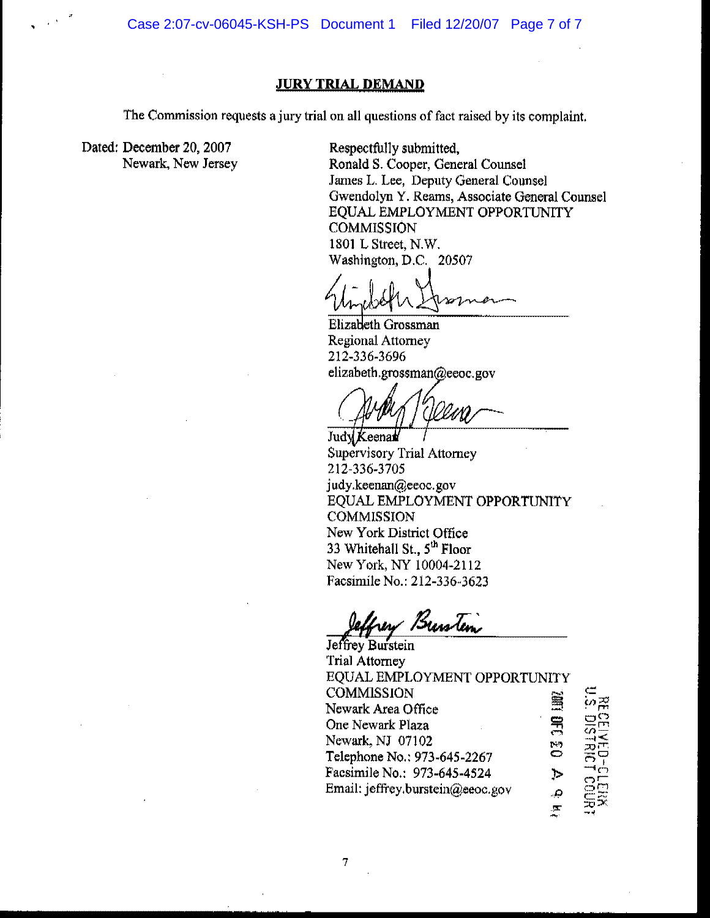## JURY TRIAL DEMAND

The Commission requests a jury trial on all questions of fact raised by its complaint.

Dated: December 20, 2007
Newark, New Jersey

Respectfully submitted,
Ronald S. Cooper, General Counsel
James L. Lee, Deputy General Counsel
Gwendolyn Y. Reams, Associate General Counsel
EQUAL EMPLOYMENT OPPORTUNITY COMMISSION
1801 L Street, N.W.
Washington, D.C. 20507

Elizabeth Grossman
Regional Attorney
212-336-3696
elizabeth.grossman@eeoc.gov

Judy Keenan
Supervisory Trial Attorney
212-336-3705
judy.keenan@eeoc.gov
EQUAL EMPLOYMENT OPPORTUNITY COMMISSION
New York District Office
33 Whitehall St., 5th Floor
New York, NY 10004-2112
Facsimile No.: 212-336-3623

Jeffrey Burstein
Trial Attorney
EQUAL EMPLOYMENT OPPORTUNITY COMMISSION
Newark Area Office
One Newark Plaza
Newark, NJ 07102
Telephone No.: 973-645-2267
Facsimile No.: 973-645-4524
Email: jeffrey.burstein@eeoc.gov

RECEIVED-CLERK
U.S. DISTRICT COURT
2007 DEC 20 A 9